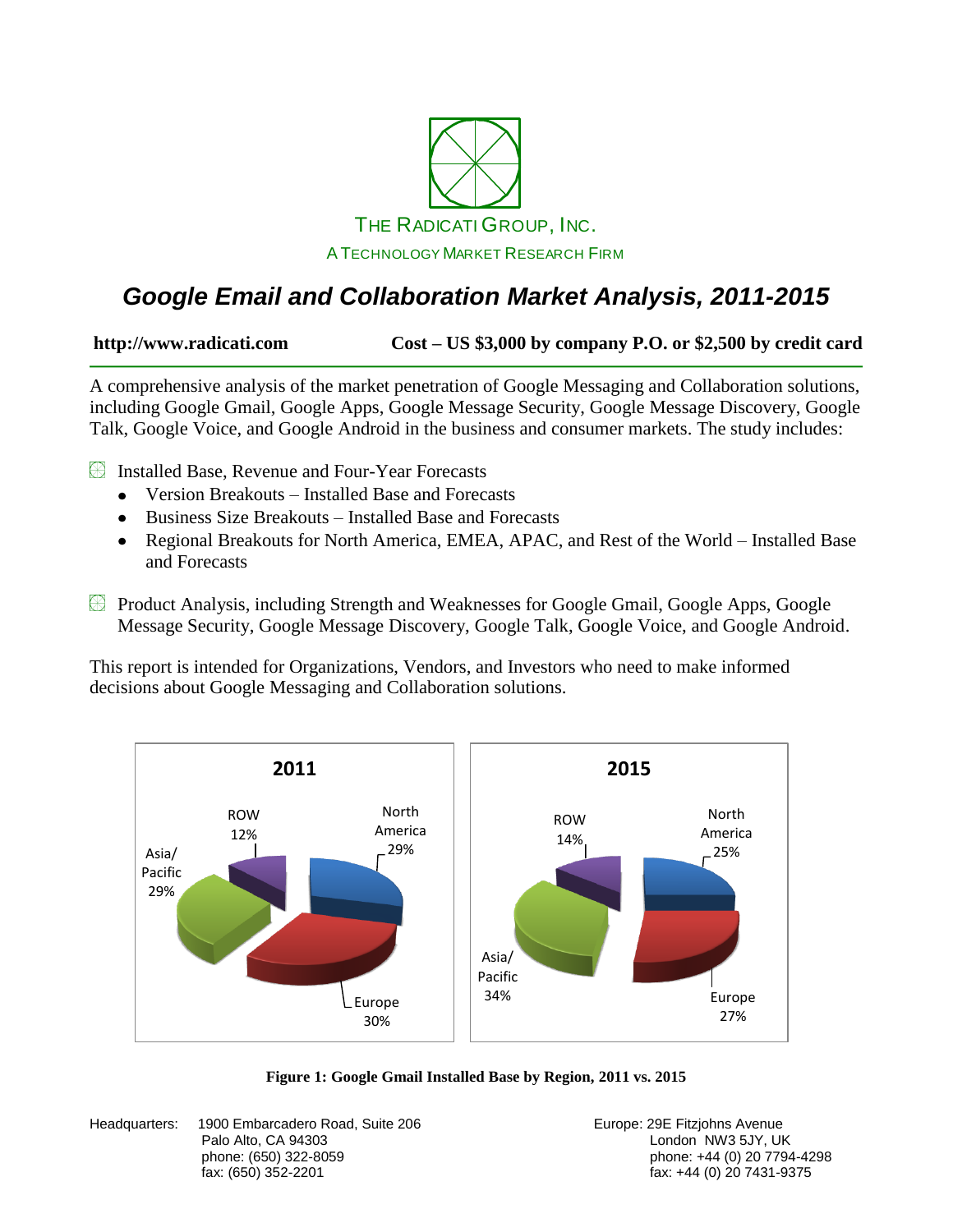THE RADICATI GROUP, INC.

A TECHNOLOGY MARKET RESEARCH FIRM

# *Google Email and Collaboration Market Analysis, 2011-2015*

**http://www.radicati.com** **Cost – US $3,000 by company P.O. or $2,500 by credit card**

A comprehensive analysis of the market penetration of Google Messaging and Collaboration solutions, including Google Gmail, Google Apps, Google Message Security, Google Message Discovery, Google Talk, Google Voice, and Google Android in the business and consumer markets. The study includes:

- Installed Base, Revenue and Four-Year Forecasts
  - Version Breakouts – Installed Base and Forecasts
  - Business Size Breakouts – Installed Base and Forecasts
  - Regional Breakouts for North America, EMEA, APAC, and Rest of the World – Installed Base and Forecasts
- Product Analysis, including Strength and Weaknesses for Google Gmail, Google Apps, Google Message Security, Google Message Discovery, Google Talk, Google Voice, and Google Android.

This report is intended for Organizations, Vendors, and Investors who need to make informed decisions about Google Messaging and Collaboration solutions.

| Region | 2011 | 2015 |
|---|---|---|
| North America | 29% | 25% |
| Europe | 30% | 27% |
| Asia/Pacific | 29% | 34% |
| ROW | 12% | 14% |

**Figure 1: Google Gmail Installed Base by Region, 2011 vs. 2015**

Headquarters: 1900 Embarcadero Road, Suite 206
Palo Alto, CA 94303
phone: (650) 322-8059
fax: (650) 352-2201

Europe: 29E Fitzjohns Avenue
London NW3 5JY, UK
phone: +44 (0) 20 7794-4298
fax: +44 (0) 20 7431-9375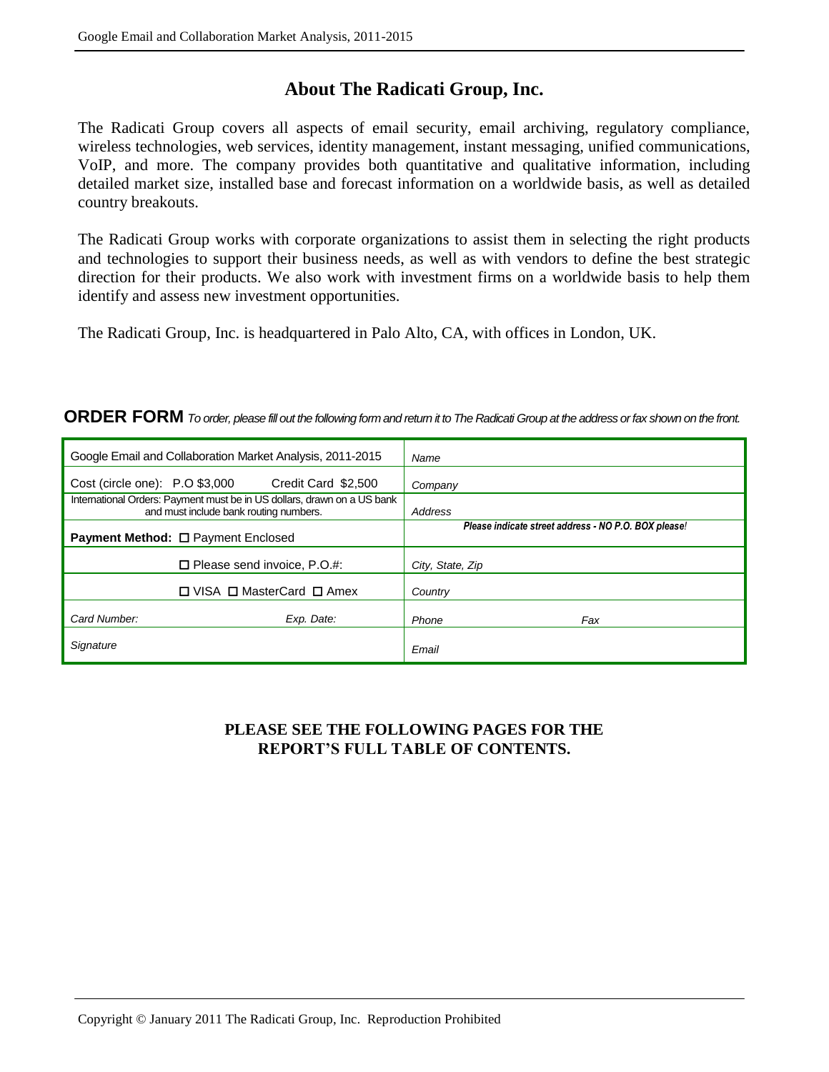## About The Radicati Group, Inc.

The Radicati Group covers all aspects of email security, email archiving, regulatory compliance, wireless technologies, web services, identity management, instant messaging, unified communications, VoIP, and more. The company provides both quantitative and qualitative information, including detailed market size, installed base and forecast information on a worldwide basis, as well as detailed country breakouts.

The Radicati Group works with corporate organizations to assist them in selecting the right products and technologies to support their business needs, as well as with vendors to define the best strategic direction for their products. We also work with investment firms on a worldwide basis to help them identify and assess new investment opportunities.

The Radicati Group, Inc. is headquartered in Palo Alto, CA, with offices in London, UK.

**ORDER FORM** *To order, please fill out the following form and return it to The Radicati Group at the address or fax shown on the front.*

| | |
|---|---|
| Google Email and Collaboration Market Analysis, 2011-2015 | *Name* |
| Cost (circle one): P.O $3,000 Credit Card $2,500 | *Company* |
| International Orders: Payment must be in US dollars, drawn on a US bank and must include bank routing numbers. | *Address* |
| **Payment Method:** ☐ Payment Enclosed | ***Please indicate street address - NO P.O. BOX please!*** |
| ☐ Please send invoice, P.O.#: | *City, State, Zip* |
| ☐ VISA ☐ MasterCard ☐ Amex | *Country* |
| *Card Number:* *Exp. Date:* | *Phone* *Fax* |
| *Signature* | *Email* |

**PLEASE SEE THE FOLLOWING PAGES FOR THE REPORT'S FULL TABLE OF CONTENTS.**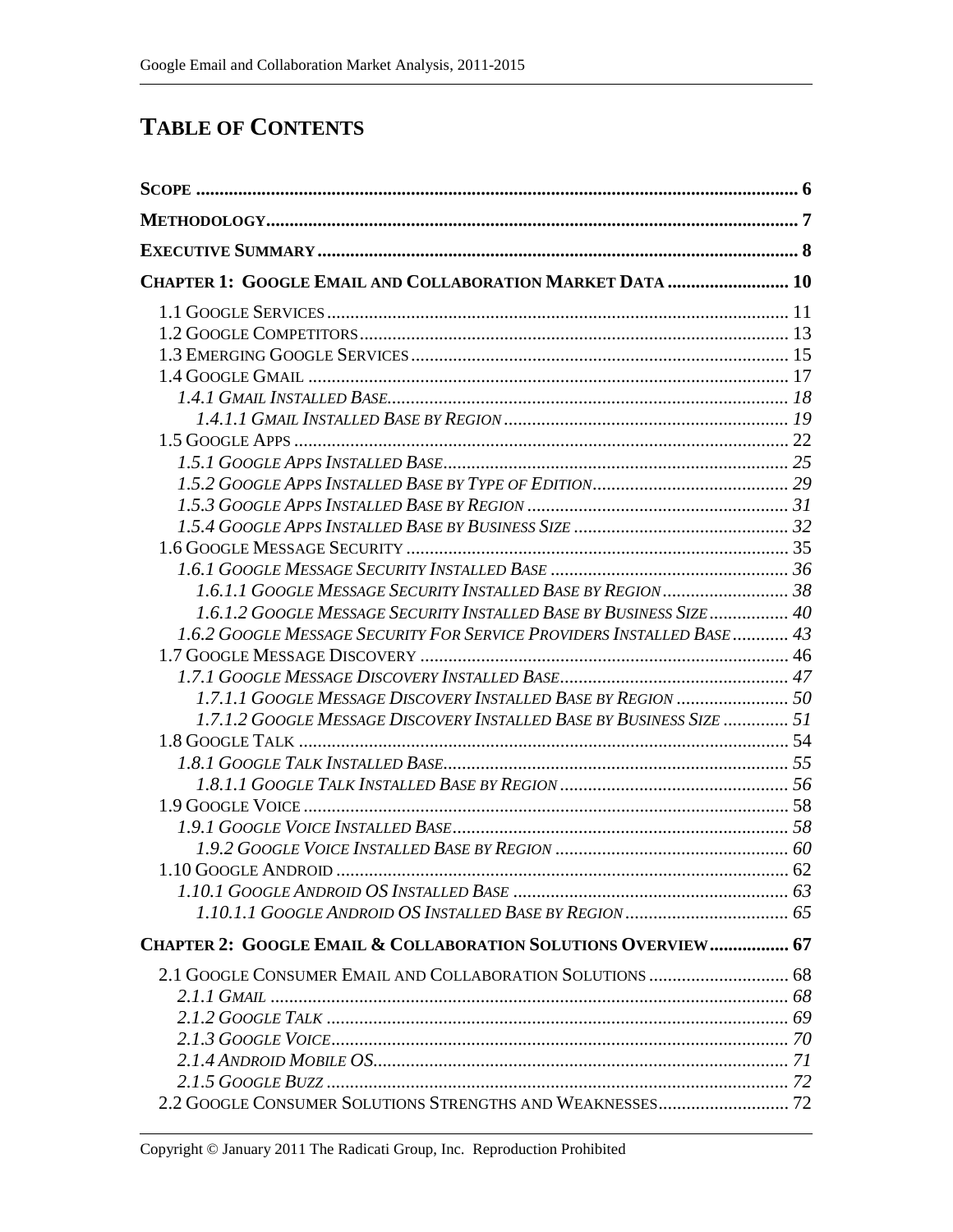# TABLE OF CONTENTS

**SCOPE** ............................................................................................................................ **6**

**METHODOLOGY** ............................................................................................................... **7**

**EXECUTIVE SUMMARY** .................................................................................................... **8**

**CHAPTER 1: GOOGLE EMAIL AND COLLABORATION MARKET DATA** ......................... **10**

- 1.1 GOOGLE SERVICES ................................................................................................ 11
- 1.2 GOOGLE COMPETITORS ......................................................................................... 13
- 1.3 EMERGING GOOGLE SERVICES ............................................................................... 15
- 1.4 GOOGLE GMAIL ..................................................................................................... 17
  - *1.4.1 GMAIL INSTALLED BASE* .................................................................................... *18*
    - *1.4.1.1 GMAIL INSTALLED BASE BY REGION* ........................................................... *19*
- 1.5 GOOGLE APPS ........................................................................................................ 22
  - *1.5.1 GOOGLE APPS INSTALLED BASE* ........................................................................ *25*
  - *1.5.2 GOOGLE APPS INSTALLED BASE BY TYPE OF EDITION* ......................................... *29*
  - *1.5.3 GOOGLE APPS INSTALLED BASE BY REGION* ....................................................... *31*
  - *1.5.4 GOOGLE APPS INSTALLED BASE BY BUSINESS SIZE* ............................................ *32*
- 1.6 GOOGLE MESSAGE SECURITY ................................................................................. 35
  - *1.6.1 GOOGLE MESSAGE SECURITY INSTALLED BASE* .................................................. *36*
    - *1.6.1.1 GOOGLE MESSAGE SECURITY INSTALLED BASE BY REGION* .......................... *38*
    - *1.6.1.2 GOOGLE MESSAGE SECURITY INSTALLED BASE BY BUSINESS SIZE* ................ *40*
  - *1.6.2 GOOGLE MESSAGE SECURITY FOR SERVICE PROVIDERS INSTALLED BASE* ........... *43*
- 1.7 GOOGLE MESSAGE DISCOVERY ............................................................................. 46
  - *1.7.1 GOOGLE MESSAGE DISCOVERY INSTALLED BASE* ............................................... *47*
    - *1.7.1.1 GOOGLE MESSAGE DISCOVERY INSTALLED BASE BY REGION* ....................... *50*
    - *1.7.1.2 GOOGLE MESSAGE DISCOVERY INSTALLED BASE BY BUSINESS SIZE* ............. *51*
- 1.8 GOOGLE TALK ........................................................................................................ 54
  - *1.8.1 GOOGLE TALK INSTALLED BASE* ......................................................................... *55*
    - *1.8.1.1 GOOGLE TALK INSTALLED BASE BY REGION* ................................................ *56*
- 1.9 GOOGLE VOICE ...................................................................................................... 58
  - *1.9.1 GOOGLE VOICE INSTALLED BASE* ....................................................................... *58*
    - *1.9.2 GOOGLE VOICE INSTALLED BASE BY REGION* ................................................. *60*
- 1.10 GOOGLE ANDROID ............................................................................................... 62
  - *1.10.1 GOOGLE ANDROID OS INSTALLED BASE* ........................................................... *63*
    - *1.10.1.1 GOOGLE ANDROID OS INSTALLED BASE BY REGION* ..................................... *65*

**CHAPTER 2: GOOGLE EMAIL & COLLABORATION SOLUTIONS OVERVIEW** ................. **67**

- 2.1 GOOGLE CONSUMER EMAIL AND COLLABORATION SOLUTIONS ............................. 68
  - *2.1.1 GMAIL* ............................................................................................................... *68*
  - *2.1.2 GOOGLE TALK* ................................................................................................... *69*
  - *2.1.3 GOOGLE VOICE* .................................................................................................. *70*
  - *2.1.4 ANDROID MOBILE OS* ......................................................................................... *71*
  - *2.1.5 GOOGLE BUZZ* ................................................................................................... *72*
- 2.2 GOOGLE CONSUMER SOLUTIONS STRENGTHS AND WEAKNESSES ............................ 72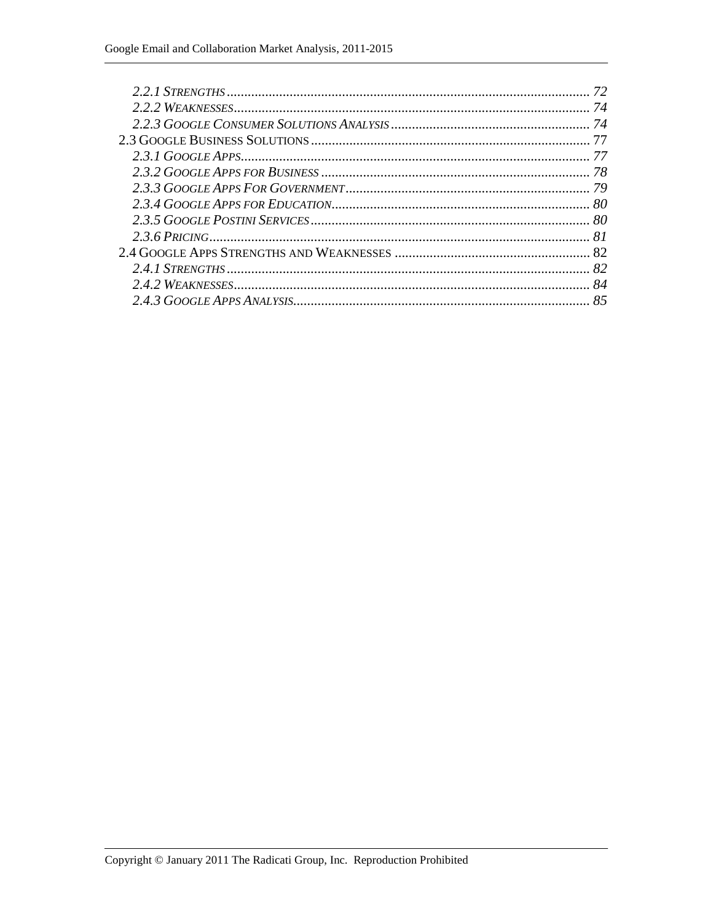*2.2.1 Strengths* ........................................................................................................ 72
*2.2.2 Weaknesses* ...................................................................................................... 74
*2.2.3 Google Consumer Solutions Analysis* ......................................................... 74
2.3 Google Business Solutions ................................................................................ 77
*2.3.1 Google Apps* .................................................................................................... 77
*2.3.2 Google Apps for Business* ............................................................................. 78
*2.3.3 Google Apps For Government* ...................................................................... 79
*2.3.4 Google Apps for Education* ........................................................................... 80
*2.3.5 Google Postini Services* ................................................................................. 80
*2.3.6 Pricing* ............................................................................................................. 81
2.4 Google Apps Strengths and Weaknesses ........................................................ 82
*2.4.1 Strengths* ........................................................................................................ 82
*2.4.2 Weaknesses* ...................................................................................................... 84
*2.4.3 Google Apps Analysis* .................................................................................... 85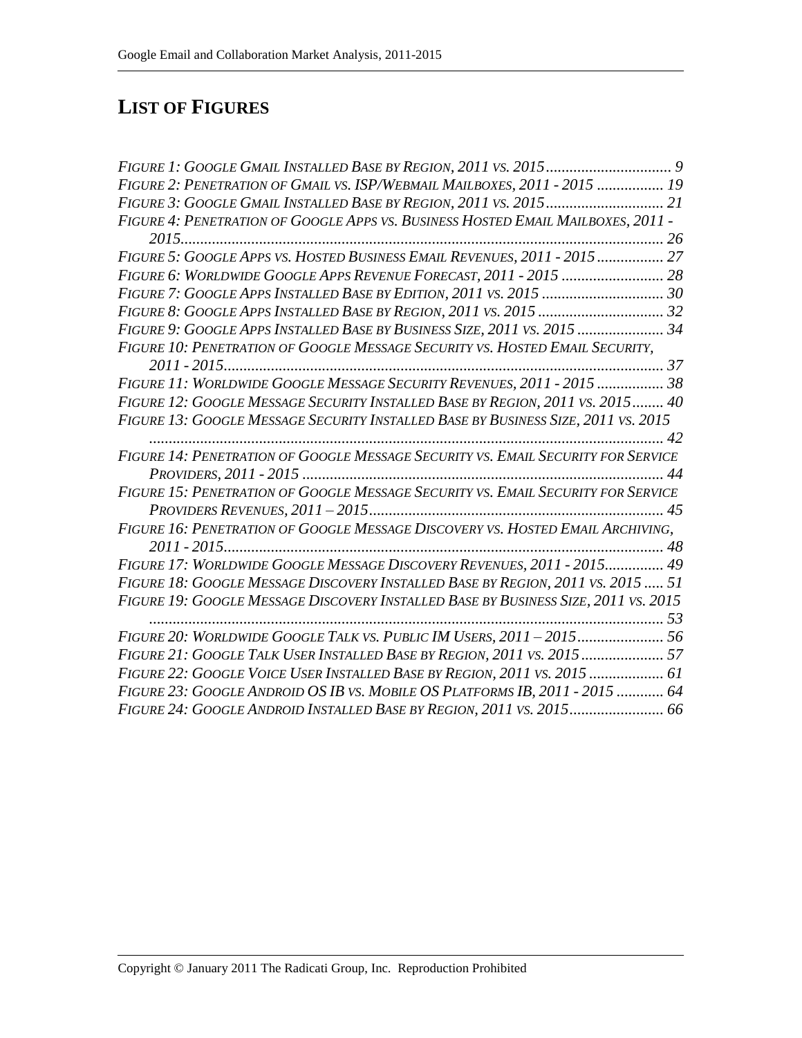## LIST OF FIGURES

*Figure 1: Google Gmail Installed Base by Region, 2011 vs. 2015* ................................ 9
*Figure 2: Penetration of Gmail vs. ISP/Webmail Mailboxes, 2011 - 2015* ................. 19
*Figure 3: Google Gmail Installed Base by Region, 2011 vs. 2015* .............................. 21
*Figure 4: Penetration of Google Apps vs. Business Hosted Email Mailboxes, 2011 - 2015* ............................................................................................................ 26
*Figure 5: Google Apps vs. Hosted Business Email Revenues, 2011 - 2015* ................. 27
*Figure 6: Worldwide Google Apps Revenue Forecast, 2011 - 2015* .......................... 28
*Figure 7: Google Apps Installed Base by Edition, 2011 vs. 2015* ............................... 30
*Figure 8: Google Apps Installed Base by Region, 2011 vs. 2015* ................................ 32
*Figure 9: Google Apps Installed Base by Business Size, 2011 vs. 2015* ...................... 34
*Figure 10: Penetration of Google Message Security vs. Hosted Email Security, 2011 - 2015* ................................................................................................................ 37
*Figure 11: Worldwide Google Message Security Revenues, 2011 - 2015* ................. 38
*Figure 12: Google Message Security Installed Base by Region, 2011 vs. 2015* ........ 40
*Figure 13: Google Message Security Installed Base by Business Size, 2011 vs. 2015* ........................................................................................................................ 42
*Figure 14: Penetration of Google Message Security vs. Email Security for Service Providers, 2011 - 2015* ........................................................................................... 44
*Figure 15: Penetration of Google Message Security vs. Email Security for Service Providers Revenues, 2011 – 2015* ........................................................................... 45
*Figure 16: Penetration of Google Message Discovery vs. Hosted Email Archiving, 2011 - 2015* ................................................................................................................ 48
*Figure 17: Worldwide Google Message Discovery Revenues, 2011 - 2015* ............... 49
*Figure 18: Google Message Discovery Installed Base by Region, 2011 vs. 2015* ...... 51
*Figure 19: Google Message Discovery Installed Base by Business Size, 2011 vs. 2015* ........................................................................................................................ 53
*Figure 20: Worldwide Google Talk vs. Public IM Users, 2011 – 2015* ...................... 56
*Figure 21: Google Talk User Installed Base by Region, 2011 vs. 2015* ..................... 57
*Figure 22: Google Voice User Installed Base by Region, 2011 vs. 2015* ................... 61
*Figure 23: Google Android OS IB vs. Mobile OS Platforms IB, 2011 - 2015* ............ 64
*Figure 24: Google Android Installed Base by Region, 2011 vs. 2015* ........................ 66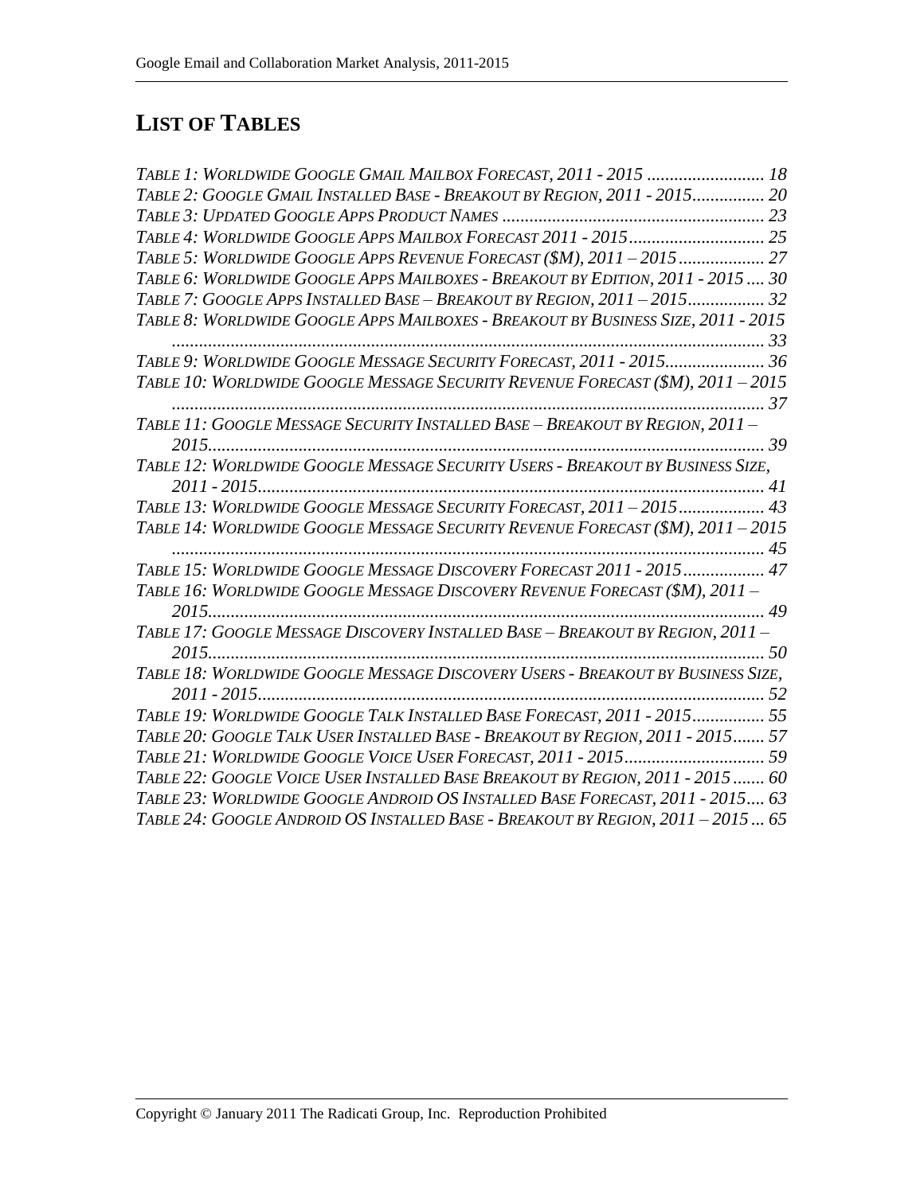## LIST OF TABLES

*TABLE 1: WORLDWIDE GOOGLE GMAIL MAILBOX FORECAST, 2011 - 2015 .......................... 18*
*TABLE 2: GOOGLE GMAIL INSTALLED BASE - BREAKOUT BY REGION, 2011 - 2015................ 20*
*TABLE 3: UPDATED GOOGLE APPS PRODUCT NAMES .......................................................... 23*
*TABLE 4: WORLDWIDE GOOGLE APPS MAILBOX FORECAST 2011 - 2015.............................. 25*
*TABLE 5: WORLDWIDE GOOGLE APPS REVENUE FORECAST ($M), 2011 – 2015................... 27*
*TABLE 6: WORLDWIDE GOOGLE APPS MAILBOXES - BREAKOUT BY EDITION, 2011 - 2015 .... 30*
*TABLE 7: GOOGLE APPS INSTALLED BASE – BREAKOUT BY REGION, 2011 – 2015................. 32*
*TABLE 8: WORLDWIDE GOOGLE APPS MAILBOXES - BREAKOUT BY BUSINESS SIZE, 2011 - 2015 ................................................................................................................... 33*
*TABLE 9: WORLDWIDE GOOGLE MESSAGE SECURITY FORECAST, 2011 - 2015...................... 36*
*TABLE 10: WORLDWIDE GOOGLE MESSAGE SECURITY REVENUE FORECAST ($M), 2011 – 2015 ................................................................................................................... 37*
*TABLE 11: GOOGLE MESSAGE SECURITY INSTALLED BASE – BREAKOUT BY REGION, 2011 – 2015.......................................................................................................... 39*
*TABLE 12: WORLDWIDE GOOGLE MESSAGE SECURITY USERS - BREAKOUT BY BUSINESS SIZE, 2011 - 2015................................................................................................ 41*
*TABLE 13: WORLDWIDE GOOGLE MESSAGE SECURITY FORECAST, 2011 – 2015................... 43*
*TABLE 14: WORLDWIDE GOOGLE MESSAGE SECURITY REVENUE FORECAST ($M), 2011 – 2015 ................................................................................................................... 45*
*TABLE 15: WORLDWIDE GOOGLE MESSAGE DISCOVERY FORECAST 2011 - 2015.................. 47*
*TABLE 16: WORLDWIDE GOOGLE MESSAGE DISCOVERY REVENUE FORECAST ($M), 2011 – 2015.......................................................................................................... 49*
*TABLE 17: GOOGLE MESSAGE DISCOVERY INSTALLED BASE – BREAKOUT BY REGION, 2011 – 2015.......................................................................................................... 50*
*TABLE 18: WORLDWIDE GOOGLE MESSAGE DISCOVERY USERS - BREAKOUT BY BUSINESS SIZE, 2011 - 2015................................................................................................ 52*
*TABLE 19: WORLDWIDE GOOGLE TALK INSTALLED BASE FORECAST, 2011 - 2015................ 55*
*TABLE 20: GOOGLE TALK USER INSTALLED BASE - BREAKOUT BY REGION, 2011 - 2015....... 57*
*TABLE 21: WORLDWIDE GOOGLE VOICE USER FORECAST, 2011 - 2015............................... 59*
*TABLE 22: GOOGLE VOICE USER INSTALLED BASE BREAKOUT BY REGION, 2011 - 2015 ....... 60*
*TABLE 23: WORLDWIDE GOOGLE ANDROID OS INSTALLED BASE FORECAST, 2011 - 2015.... 63*
*TABLE 24: GOOGLE ANDROID OS INSTALLED BASE - BREAKOUT BY REGION, 2011 – 2015 ... 65*